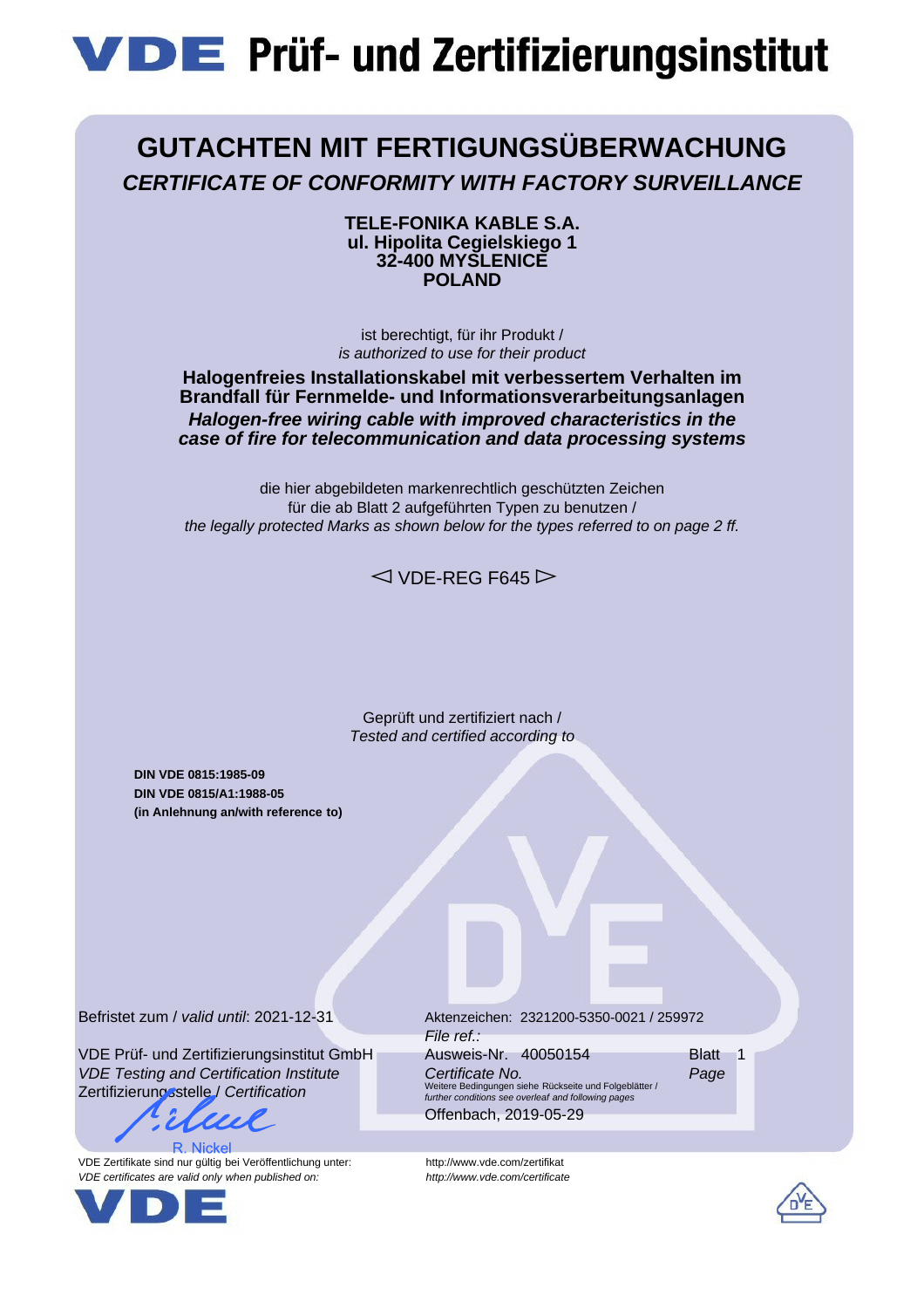# VDE Prüf- und Zertifizierungsinstitut

## GUTACHTEN MIT FERTIGUNGSÜBERWACHUNG

### *CERTIFICATE OF CONFORMITY WITH FACTORY SURVEILLANCE*

**TELE-FONIKA KABLE S.A.**
**ul. Hipolita Cegielskiego 1**
**32-400 MYŚLENICE**
**POLAND**

ist berechtigt, für ihr Produkt /
*is authorized to use for their product*

**Halogenfreies Installationskabel mit verbessertem Verhalten im Brandfall für Fernmelde- und Informationsverarbeitungsanlagen**
***Halogen-free wiring cable with improved characteristics in the case of fire for telecommunication and data processing systems***

die hier abgebildeten markenrechtlich geschützten Zeichen
für die ab Blatt 2 aufgeführten Typen zu benutzen /
*the legally protected Marks as shown below for the types referred to on page 2 ff.*

◁ VDE-REG F645 ▷

Geprüft und zertifiziert nach /
*Tested and certified according to*

**DIN VDE 0815:1985-09**
**DIN VDE 0815/A1:1988-05**
**(in Anlehnung an/with reference to)**

Befristet zum / *valid until*: 2021-12-31

VDE Prüf- und Zertifizierungsinstitut GmbH
*VDE Testing and Certification Institute*
Zertifizierungsstelle / *Certification*

R. Nickel

Aktenzeichen: 2321200-5350-0021 / 259972
*File ref.:*
Ausweis-Nr. 40050154
*Certificate No.*
Blatt 1
*Page*
Weitere Bedingungen siehe Rückseite und Folgeblätter /
*further conditions see overleaf and following pages*
Offenbach, 2019-05-29

VDE Zertifikate sind nur gültig bei Veröffentlichung unter: http://www.vde.com/zertifikat
*VDE certificates are valid only when published on: http://www.vde.com/certificate*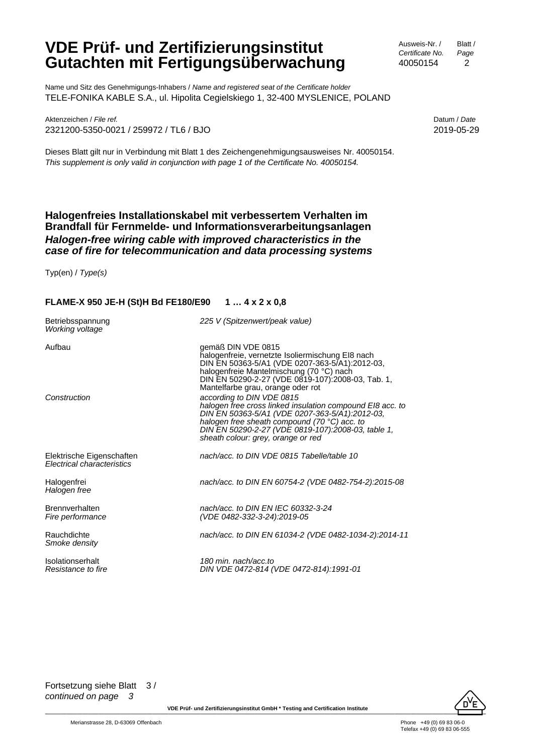# VDE Prüf- und Zertifizierungsinstitut Gutachten mit Fertigungsüberwachung

Ausweis-Nr. / *Certificate No.* 40050154 — Blatt / *Page* 2

Name und Sitz des Genehmigungs-Inhabers / *Name and registered seat of the Certificate holder*
TELE-FONIKA KABLE S.A., ul. Hipolita Cegielskiego 1, 32-400 MYSLENICE, POLAND

Aktenzeichen / *File ref.*
2321200-5350-0021 / 259972 / TL6 / BJO

Datum / *Date*
2019-05-29

Dieses Blatt gilt nur in Verbindung mit Blatt 1 des Zeichengenehmigungsausweises Nr. 40050154.
*This supplement is only valid in conjunction with page 1 of the Certificate No. 40050154.*

## Halogenfreies Installationskabel mit verbessertem Verhalten im Brandfall für Fernmelde- und Informationsverarbeitungsanlagen
## *Halogen-free wiring cable with improved characteristics in the case of fire for telecommunication and data processing systems*

Typ(en) / *Type(s)*

**FLAME-X 950 JE-H (St)H Bd FE180/E90 1 … 4 x 2 x 0,8**

| | |
|---|---|
| Betriebsspannung<br>*Working voltage* | *225 V (Spitzenwert/peak value)* |
| Aufbau | gemäß DIN VDE 0815<br>halogenfreie, vernetzte Isoliermischung EI8 nach DIN EN 50363-5/A1 (VDE 0207-363-5/A1):2012-03,<br>halogenfreie Mantelmischung (70 °C) nach DIN EN 50290-2-27 (VDE 0819-107):2008-03, Tab. 1,<br>Mantelfarbe grau, orange oder rot |
| *Construction* | *according to DIN VDE 0815<br>halogen free cross linked insulation compound EI8 acc. to DIN EN 50363-5/A1 (VDE 0207-363-5/A1):2012-03,<br>halogen free sheath compound (70 °C) acc. to DIN EN 50290-2-27 (VDE 0819-107):2008-03, table 1,<br>sheath colour: grey, orange or red* |
| Elektrische Eigenschaften<br>*Electrical characteristics* | *nach/acc. to DIN VDE 0815 Tabelle/table 10* |
| Halogenfrei<br>*Halogen free* | *nach/acc. to DIN EN 60754-2 (VDE 0482-754-2):2015-08* |
| Brennverhalten<br>*Fire performance* | *nach/acc. to DIN EN IEC 60332-3-24 (VDE 0482-332-3-24):2019-05* |
| Rauchdichte<br>*Smoke density* | *nach/acc. to DIN EN 61034-2 (VDE 0482-1034-2):2014-11* |
| Isolationserhalt<br>*Resistance to fire* | *180 min. nach/acc.to DIN VDE 0472-814 (VDE 0472-814):1991-01* |

Fortsetzung siehe Blatt 3 /
*continued on page 3*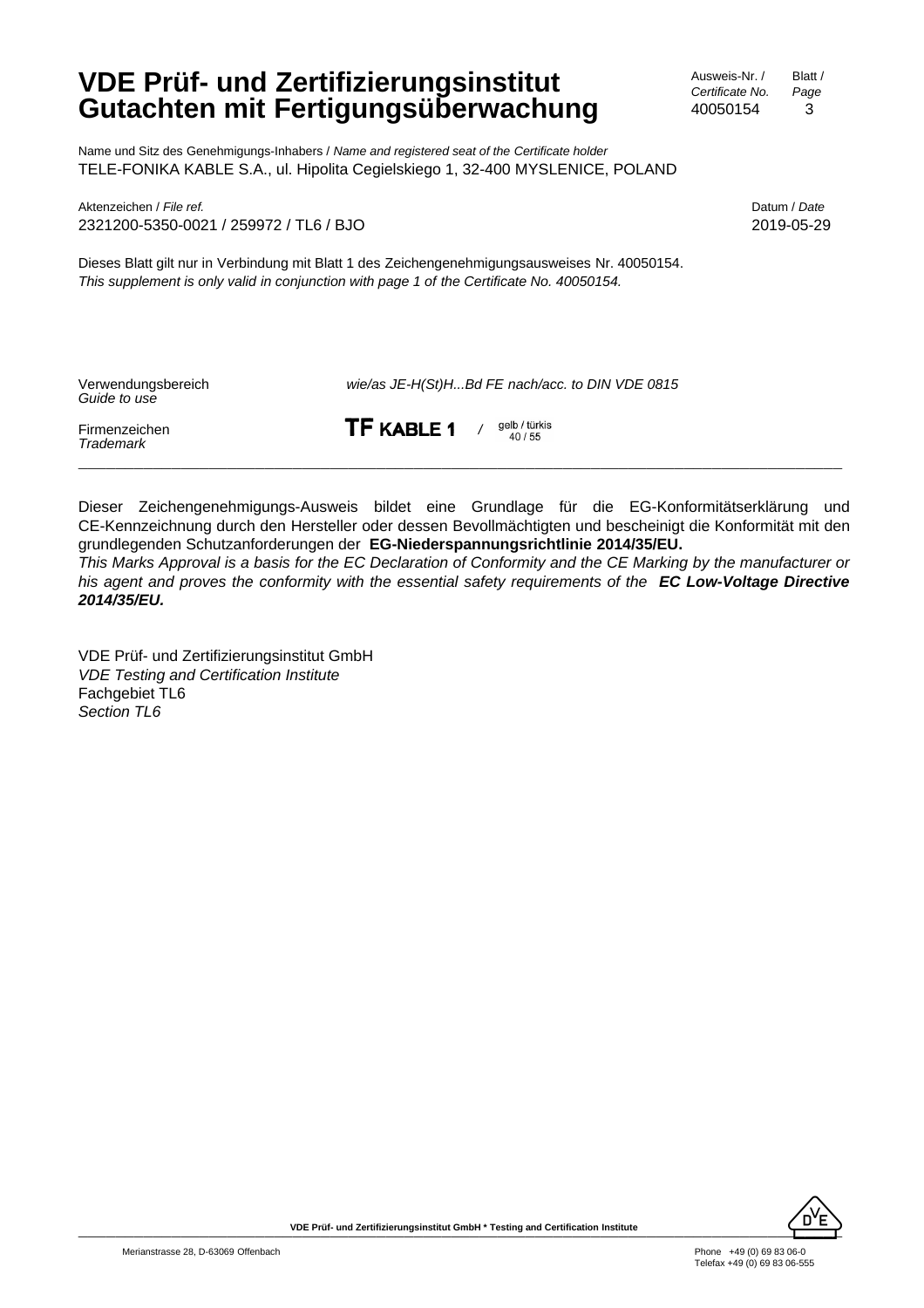# VDE Prüf- und Zertifizierungsinstitut
# Gutachten mit Fertigungsüberwachung

Ausweis-Nr. / *Certificate No.* 40050154
Blatt / *Page* 3

Name und Sitz des Genehmigungs-Inhabers / *Name and registered seat of the Certificate holder*
TELE-FONIKA KABLE S.A., ul. Hipolita Cegielskiego 1, 32-400 MYSLENICE, POLAND

Aktenzeichen / *File ref.*
2321200-5350-0021 / 259972 / TL6 / BJO

Datum / *Date*
2019-05-29

Dieses Blatt gilt nur in Verbindung mit Blatt 1 des Zeichengenehmigungsausweises Nr. 40050154.
*This supplement is only valid in conjunction with page 1 of the Certificate No. 40050154.*

Verwendungsbereich
*Guide to use*
*wie/as JE-H(St)H...Bd FE nach/acc. to DIN VDE 0815*

Firmenzeichen
*Trademark*
**TF KABLE 1** / gelb / türkis 40 / 55

---

Dieser Zeichengenehmigungs-Ausweis bildet eine Grundlage für die EG-Konformitätserklärung und CE-Kennzeichnung durch den Hersteller oder dessen Bevollmächtigten und bescheinigt die Konformität mit den grundlegenden Schutzanforderungen der **EG-Niederspannungsrichtlinie 2014/35/EU.**
*This Marks Approval is a basis for the EC Declaration of Conformity and the CE Marking by the manufacturer or his agent and proves the conformity with the essential safety requirements of the **EC Low-Voltage Directive 2014/35/EU.***

VDE Prüf- und Zertifizierungsinstitut GmbH
*VDE Testing and Certification Institute*
Fachgebiet TL6
*Section TL6*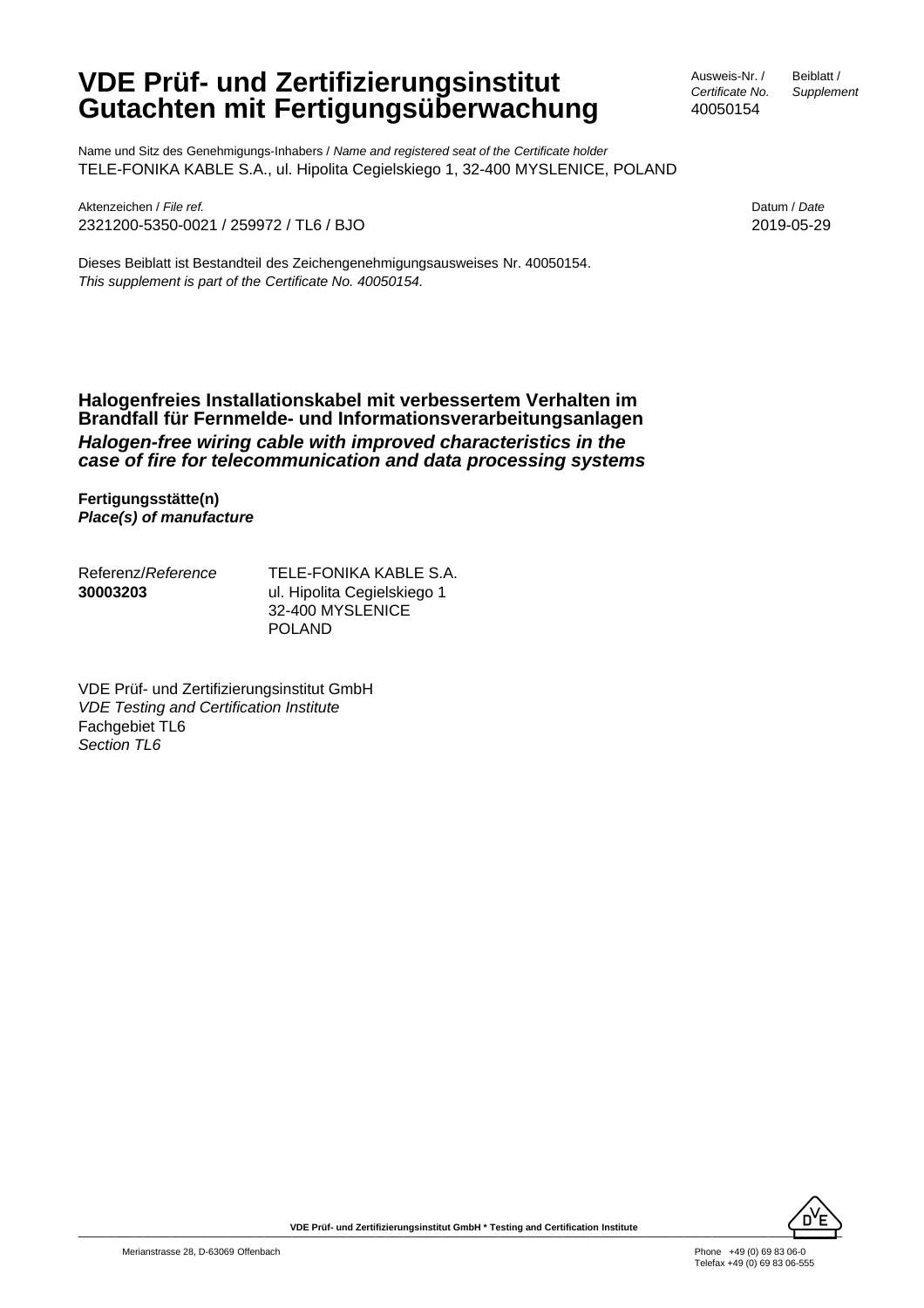# VDE Prüf- und Zertifizierungsinstitut
# Gutachten mit Fertigungsüberwachung

Ausweis-Nr. / *Certificate No.* 40050154

Beiblatt / *Supplement*

Name und Sitz des Genehmigungs-Inhabers / *Name and registered seat of the Certificate holder*
TELE-FONIKA KABLE S.A., ul. Hipolita Cegielskiego 1, 32-400 MYSLENICE, POLAND

Aktenzeichen / *File ref.*
2321200-5350-0021 / 259972 / TL6 / BJO

Datum / *Date*
2019-05-29

Dieses Beiblatt ist Bestandteil des Zeichengenehmigungsausweises Nr. 40050154.
*This supplement is part of the Certificate No. 40050154.*

**Halogenfreies Installationskabel mit verbessertem Verhalten im Brandfall für Fernmelde- und Informationsverarbeitungsanlagen**
***Halogen-free wiring cable with improved characteristics in the case of fire for telecommunication and data processing systems***

**Fertigungsstätte(n)**
***Place(s) of manufacture***

Referenz/*Reference*
**30003203**

TELE-FONIKA KABLE S.A.
ul. Hipolita Cegielskiego 1
32-400 MYSLENICE
POLAND

VDE Prüf- und Zertifizierungsinstitut GmbH
*VDE Testing and Certification Institute*
Fachgebiet TL6
*Section TL6*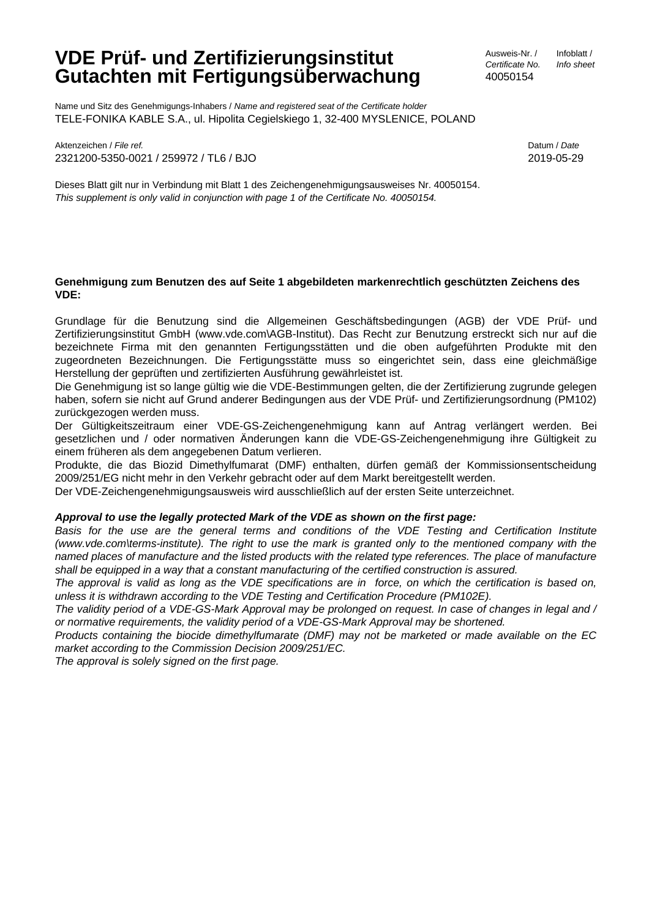# VDE Prüf- und Zertifizierungsinstitut
# Gutachten mit Fertigungsüberwachung

Ausweis-Nr. / *Certificate No.* 40050154

Infoblatt / *Info sheet*

Name und Sitz des Genehmigungs-Inhabers / *Name and registered seat of the Certificate holder*

TELE-FONIKA KABLE S.A., ul. Hipolita Cegielskiego 1, 32-400 MYSLENICE, POLAND

Aktenzeichen / *File ref.*

2321200-5350-0021 / 259972 / TL6 / BJO

Datum / *Date*

2019-05-29

Dieses Blatt gilt nur in Verbindung mit Blatt 1 des Zeichengenehmigungsausweises Nr. 40050154.
*This supplement is only valid in conjunction with page 1 of the Certificate No. 40050154.*

**Genehmigung zum Benutzen des auf Seite 1 abgebildeten markenrechtlich geschützten Zeichens des VDE:**

Grundlage für die Benutzung sind die Allgemeinen Geschäftsbedingungen (AGB) der VDE Prüf- und Zertifizierungsinstitut GmbH (www.vde.com\AGB-Institut). Das Recht zur Benutzung erstreckt sich nur auf die bezeichnete Firma mit den genannten Fertigungsstätten und die oben aufgeführten Produkte mit den zugeordneten Bezeichnungen. Die Fertigungsstätte muss so eingerichtet sein, dass eine gleichmäßige Herstellung der geprüften und zertifizierten Ausführung gewährleistet ist.
Die Genehmigung ist so lange gültig wie die VDE-Bestimmungen gelten, die der Zertifizierung zugrunde gelegen haben, sofern sie nicht auf Grund anderer Bedingungen aus der VDE Prüf- und Zertifizierungsordnung (PM102) zurückgezogen werden muss.
Der Gültigkeitszeitraum einer VDE-GS-Zeichengenehmigung kann auf Antrag verlängert werden. Bei gesetzlichen und / oder normativen Änderungen kann die VDE-GS-Zeichengenehmigung ihre Gültigkeit zu einem früheren als dem angegebenen Datum verlieren.
Produkte, die das Biozid Dimethylfumarat (DMF) enthalten, dürfen gemäß der Kommissionsentscheidung 2009/251/EG nicht mehr in den Verkehr gebracht oder auf dem Markt bereitgestellt werden.
Der VDE-Zeichengenehmigungsausweis wird ausschließlich auf der ersten Seite unterzeichnet.

***Approval to use the legally protected Mark of the VDE as shown on the first page:***

*Basis for the use are the general terms and conditions of the VDE Testing and Certification Institute (www.vde.com\terms-institute). The right to use the mark is granted only to the mentioned company with the named places of manufacture and the listed products with the related type references. The place of manufacture shall be equipped in a way that a constant manufacturing of the certified construction is assured.*
*The approval is valid as long as the VDE specifications are in force, on which the certification is based on, unless it is withdrawn according to the VDE Testing and Certification Procedure (PM102E).*
*The validity period of a VDE-GS-Mark Approval may be prolonged on request. In case of changes in legal and / or normative requirements, the validity period of a VDE-GS-Mark Approval may be shortened.*
*Products containing the biocide dimethylfumarate (DMF) may not be marketed or made available on the EC market according to the Commission Decision 2009/251/EC.*
*The approval is solely signed on the first page.*